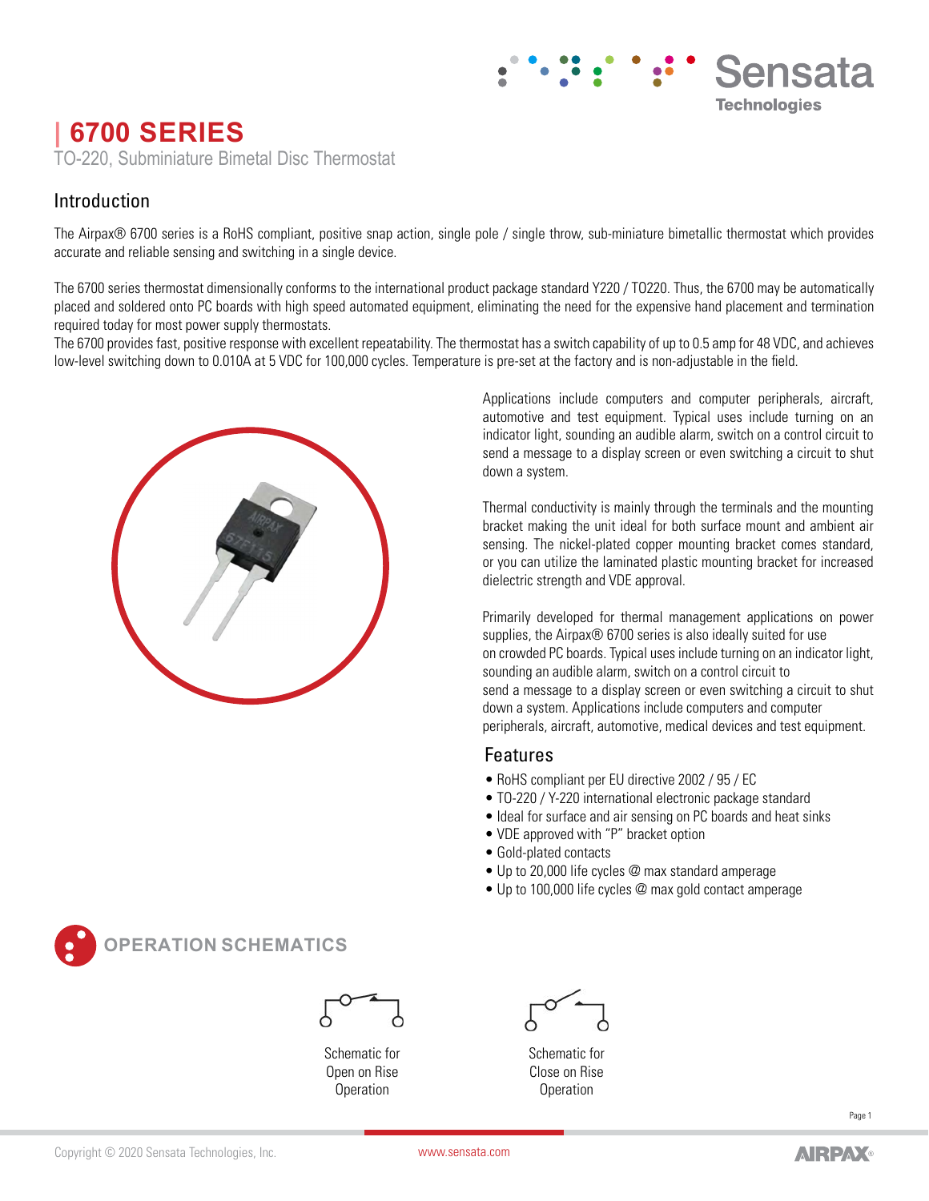# 6700 SERIES

TO-220, Subminiature Bimetal Disc Thermostat

## Introduction

The Airpax® 6700 series is a RoHS compliant, positive snap action, single pole / single throw, sub-miniature bimetallic thermostat which provides accurate and reliable sensing and switching in a single device.

The 6700 series thermostat dimensionally conforms to the international product package standard Y220 / TO220. Thus, the 6700 may be automatically placed and soldered onto PC boards with high speed automated equipment, eliminating the need for the expensive hand placement and termination required today for most power supply thermostats.

The 6700 provides fast, positive response with excellent repeatability. The thermostat has a switch capability of up to 0.5 amp for 48 VDC, and achieves low-level switching down to 0.010A at 5 VDC for 100,000 cycles. Temperature is pre-set at the factory and is non-adjustable in the field.

Applications include computers and computer peripherals, aircraft, automotive and test equipment. Typical uses include turning on an indicator light, sounding an audible alarm, switch on a control circuit to send a message to a display screen or even switching a circuit to shut down a system.

Thermal conductivity is mainly through the terminals and the mounting bracket making the unit ideal for both surface mount and ambient air sensing. The nickel-plated copper mounting bracket comes standard, or you can utilize the laminated plastic mounting bracket for increased dielectric strength and VDE approval.

Primarily developed for thermal management applications on power supplies, the Airpax® 6700 series is also ideally suited for use on crowded PC boards. Typical uses include turning on an indicator light, sounding an audible alarm, switch on a control circuit to send a message to a display screen or even switching a circuit to shut down a system. Applications include computers and computer peripherals, aircraft, automotive, medical devices and test equipment.

## Features

- RoHS compliant per EU directive 2002 / 95 / EC
- TO-220 / Y-220 international electronic package standard
- Ideal for surface and air sensing on PC boards and heat sinks
- VDE approved with "P" bracket option
- Gold-plated contacts
- Up to 20,000 life cycles @ max standard amperage
- Up to 100,000 life cycles @ max gold contact amperage

## OPERATION SCHEMATICS

Schematic for Open on Rise Operation

Schematic for Close on Rise Operation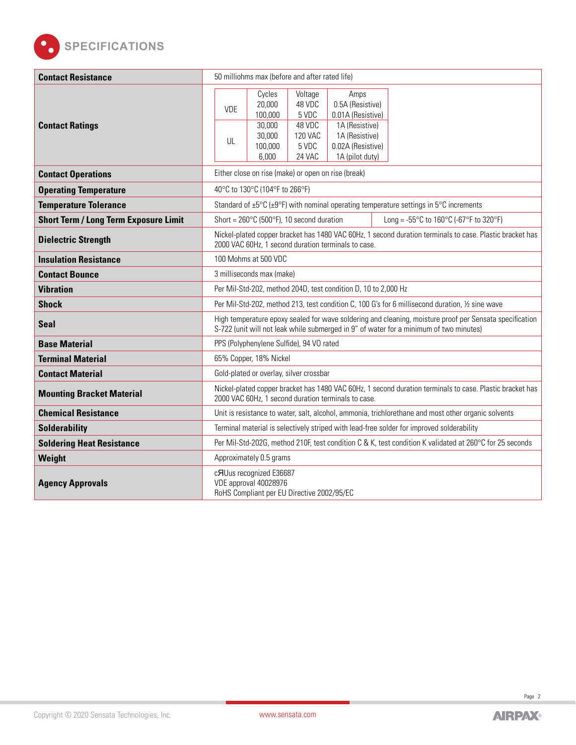## SPECIFICATIONS

| | |
|---|---|
| **Contact Resistance** | 50 milliohms max (before and after rated life) |
| **Contact Ratings** | VDE: 20,000 Cycles, 48 VDC, 0.5A (Resistive); 100,000 Cycles, 5 VDC, 0.01A (Resistive)<br>UL: 30,000 Cycles, 48 VDC, 1A (Resistive); 30,000 Cycles, 120 VAC, 1A (Resistive); 100,000 Cycles, 5 VDC, 0.02A (Resistive); 6,000 Cycles, 24 VAC, 1A (pilot duty) |
| **Contact Operations** | Either close on rise (make) or open on rise (break) |
| **Operating Temperature** | 40°C to 130°C (104°F to 266°F) |
| **Temperature Tolerance** | Standard of ±5°C (±9°F) with nominal operating temperature settings in 5°C increments |
| **Short Term / Long Term Exposure Limit** | Short = 260°C (500°F), 10 second duration; Long = -55°C to 160°C (-67°F to 320°F) |
| **Dielectric Strength** | Nickel-plated copper bracket has 1480 VAC 60Hz, 1 second duration terminals to case. Plastic bracket has 2000 VAC 60Hz, 1 second duration terminals to case. |
| **Insulation Resistance** | 100 Mohms at 500 VDC |
| **Contact Bounce** | 3 milliseconds max (make) |
| **Vibration** | Per Mil-Std-202, method 204D, test condition D, 10 to 2,000 Hz |
| **Shock** | Per Mil-Std-202, method 213, test condition C, 100 G's for 6 millisecond duration, ½ sine wave |
| **Seal** | High temperature epoxy sealed for wave soldering and cleaning, moisture proof per Sensata specification S-722 (unit will not leak while submerged in 9" of water for a minimum of two minutes) |
| **Base Material** | PPS (Polyphenylene Sulfide), 94 V0 rated |
| **Terminal Material** | 65% Copper, 18% Nickel |
| **Contact Material** | Gold-plated or overlay, silver crossbar |
| **Mounting Bracket Material** | Nickel-plated copper bracket has 1480 VAC 60Hz, 1 second duration terminals to case. Plastic bracket has 2000 VAC 60Hz, 1 second duration terminals to case. |
| **Chemical Resistance** | Unit is resistance to water, salt, alcohol, ammonia, trichlorethane and most other organic solvents |
| **Solderability** | Terminal material is selectively striped with lead-free solder for improved solderability |
| **Soldering Heat Resistance** | Per Mil-Std-202G, method 210F, test condition C & K, test condition K validated at 260°C for 25 seconds |
| **Weight** | Approximately 0.5 grams |
| **Agency Approvals** | cЯUus recognized E36687<br>VDE approval 40028976<br>RoHS Compliant per EU Directive 2002/95/EC |

**Contact Ratings detail:**

| | Cycles | Voltage | Amps |
|---|---|---|---|
| VDE | 20,000 | 48 VDC | 0.5A (Resistive) |
| | 100,000 | 5 VDC | 0.01A (Resistive) |
| UL | 30,000 | 48 VDC | 1A (Resistive) |
| | 30,000 | 120 VAC | 1A (Resistive) |
| | 100,000 | 5 VDC | 0.02A (Resistive) |
| | 6,000 | 24 VAC | 1A (pilot duty) |

Copyright © 2020 Sensata Technologies, Inc. www.sensata.com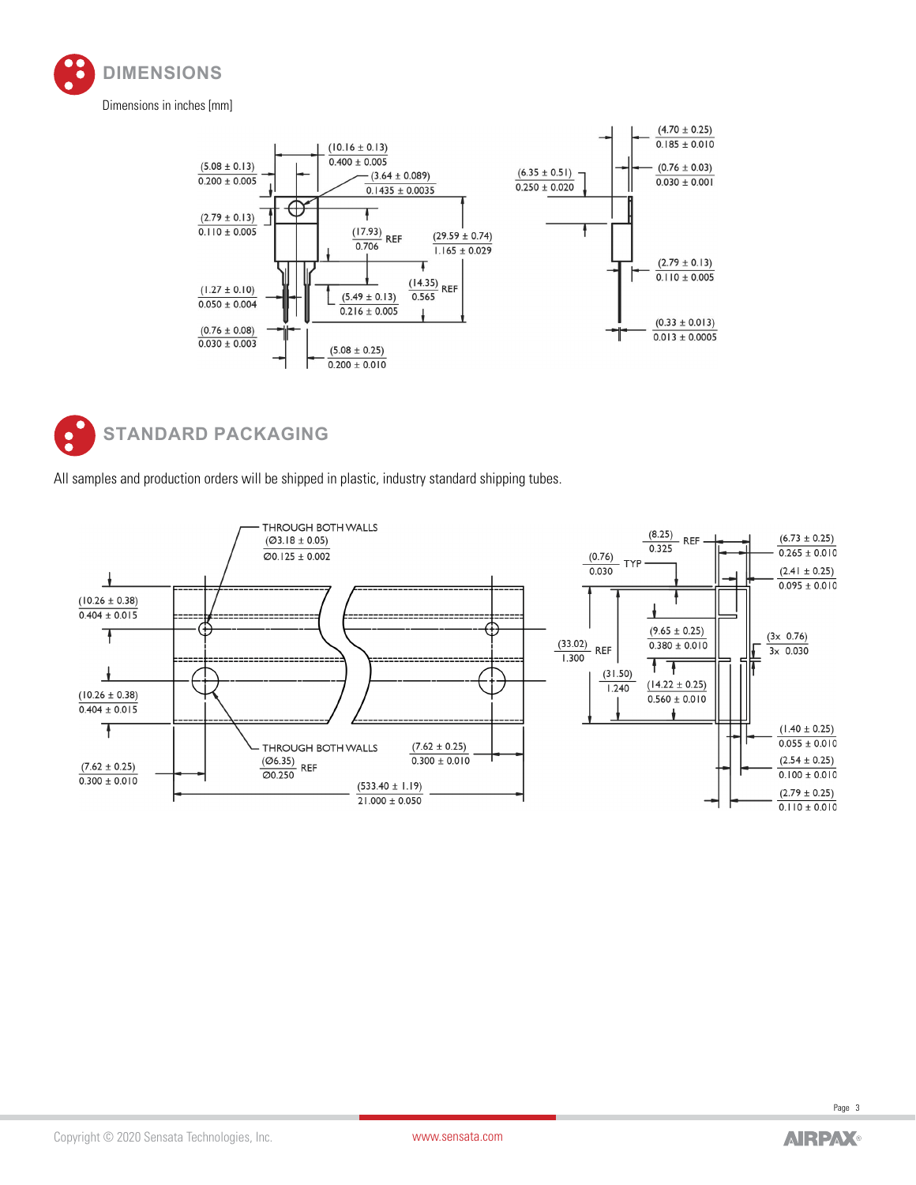## DIMENSIONS

Dimensions in inches [mm]

(5.08 ± 0.13)
0.200 ± 0.005

(10.16 ± 0.13)
0.400 ± 0.005

(3.64 ± 0.089)
0.1435 ± 0.0035

(2.79 ± 0.13)
0.110 ± 0.005

(17.93)
0.706
REF

(29.59 ± 0.74)
1.165 ± 0.029

(1.27 ± 0.10)
0.050 ± 0.004

(5.49 ± 0.13)
0.216 ± 0.005

(14.35)
0.565
REF

(0.76 ± 0.08)
0.030 ± 0.003

(5.08 ± 0.25)
0.200 ± 0.010

(6.35 ± 0.51)
0.250 ± 0.020

(4.70 ± 0.25)
0.185 ± 0.010

(0.76 ± 0.03)
0.030 ± 0.001

(2.79 ± 0.13)
0.110 ± 0.005

(0.33 ± 0.013)
0.013 ± 0.0005

## STANDARD PACKAGING

All samples and production orders will be shipped in plastic, industry standard shipping tubes.

THROUGH BOTH WALLS
(Ø3.18 ± 0.05)
Ø0.125 ± 0.002

(10.26 ± 0.38)
0.404 ± 0.015

(10.26 ± 0.38)
0.404 ± 0.015

THROUGH BOTH WALLS
(Ø6.35)
Ø0.250
REF

(7.62 ± 0.25)
0.300 ± 0.010

(7.62 ± 0.25)
0.300 ± 0.010

(533.40 ± 1.19)
21.000 ± 0.050

(8.25)
0.325
REF

(0.76)
0.030
TYP

(6.73 ± 0.25)
0.265 ± 0.010

(2.41 ± 0.25)
0.095 ± 0.010

(9.65 ± 0.25)
0.380 ± 0.010

(33.02)
1.300
REF

(3x 0.76)
3x 0.030

(31.50)
1.240

(14.22 ± 0.25)
0.560 ± 0.010

(1.40 ± 0.25)
0.055 ± 0.010

(2.54 ± 0.25)
0.100 ± 0.010

(2.79 ± 0.25)
0.110 ± 0.010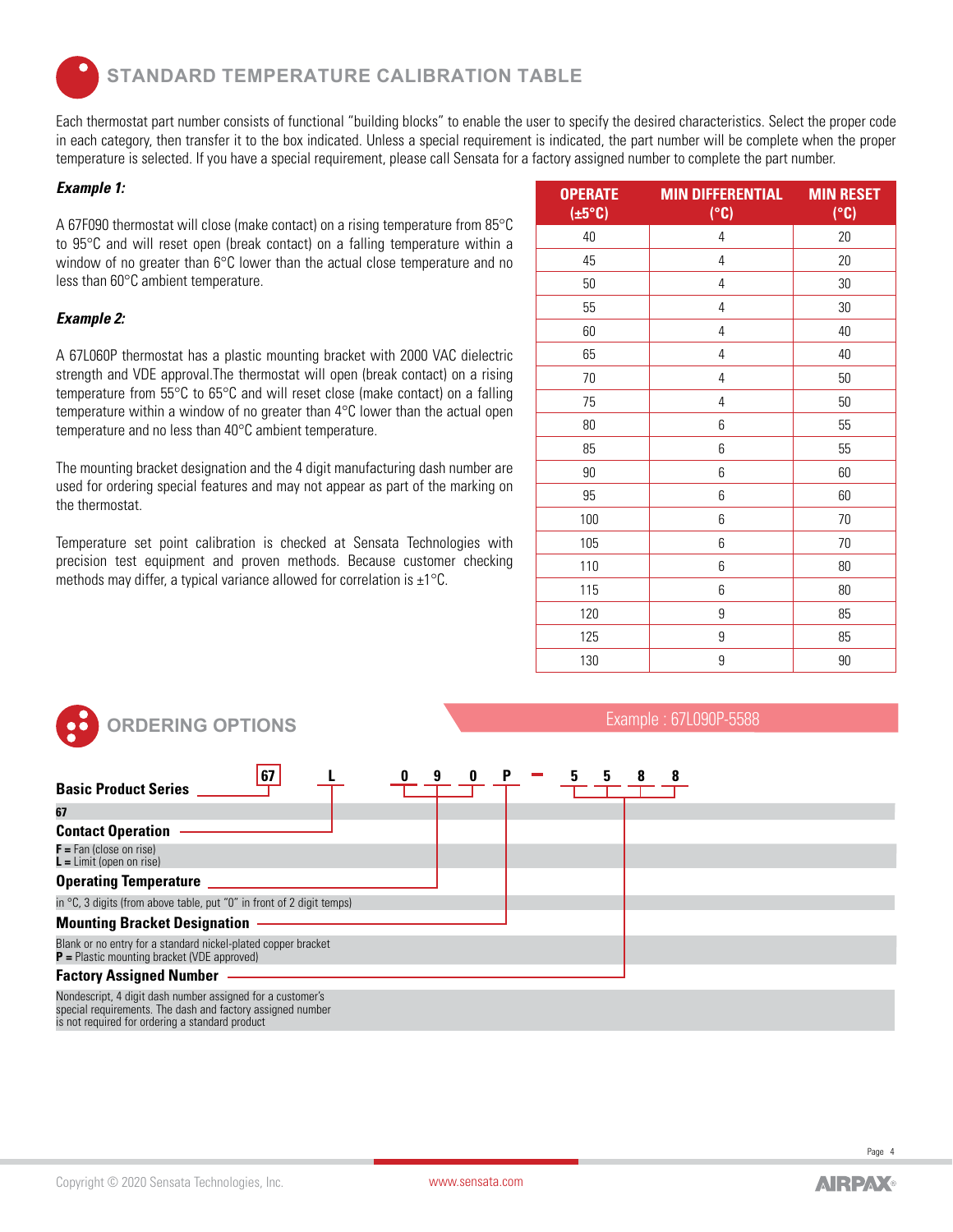## STANDARD TEMPERATURE CALIBRATION TABLE

Each thermostat part number consists of functional "building blocks" to enable the user to specify the desired characteristics. Select the proper code in each category, then transfer it to the box indicated. Unless a special requirement is indicated, the part number will be complete when the proper temperature is selected. If you have a special requirement, please call Sensata for a factory assigned number to complete the part number.

***Example 1:***

A 67F090 thermostat will close (make contact) on a rising temperature from 85°C to 95°C and will reset open (break contact) on a falling temperature within a window of no greater than 6°C lower than the actual close temperature and no less than 60°C ambient temperature.

***Example 2:***

A 67L060P thermostat has a plastic mounting bracket with 2000 VAC dielectric strength and VDE approval.The thermostat will open (break contact) on a rising temperature from 55°C to 65°C and will reset close (make contact) on a falling temperature within a window of no greater than 4°C lower than the actual open temperature and no less than 40°C ambient temperature.

The mounting bracket designation and the 4 digit manufacturing dash number are used for ordering special features and may not appear as part of the marking on the thermostat.

Temperature set point calibration is checked at Sensata Technologies with precision test equipment and proven methods. Because customer checking methods may differ, a typical variance allowed for correlation is ±1°C.

| OPERATE (±5°C) | MIN DIFFERENTIAL (°C) | MIN RESET (°C) |
|---|---|---|
| 40 | 4 | 20 |
| 45 | 4 | 20 |
| 50 | 4 | 30 |
| 55 | 4 | 30 |
| 60 | 4 | 40 |
| 65 | 4 | 40 |
| 70 | 4 | 50 |
| 75 | 4 | 50 |
| 80 | 6 | 55 |
| 85 | 6 | 55 |
| 90 | 6 | 60 |
| 95 | 6 | 60 |
| 100 | 6 | 70 |
| 105 | 6 | 70 |
| 110 | 6 | 80 |
| 115 | 6 | 80 |
| 120 | 9 | 85 |
| 125 | 9 | 85 |
| 130 | 9 | 90 |

## ORDERING OPTIONS

Example : 67L090P-5588

67 L 0 9 0 P - 5 5 8 8

**Basic Product Series**

67

**Contact Operation**

**F** = Fan (close on rise)
**L** = Limit (open on rise)

**Operating Temperature**

in °C, 3 digits (from above table, put "0" in front of 2 digit temps)

**Mounting Bracket Designation**

Blank or no entry for a standard nickel-plated copper bracket
**P** = Plastic mounting bracket (VDE approved)

**Factory Assigned Number**

Nondescript, 4 digit dash number assigned for a customer's special requirements. The dash and factory assigned number is not required for ordering a standard product

Copyright © 2020 Sensata Technologies, Inc. www.sensata.com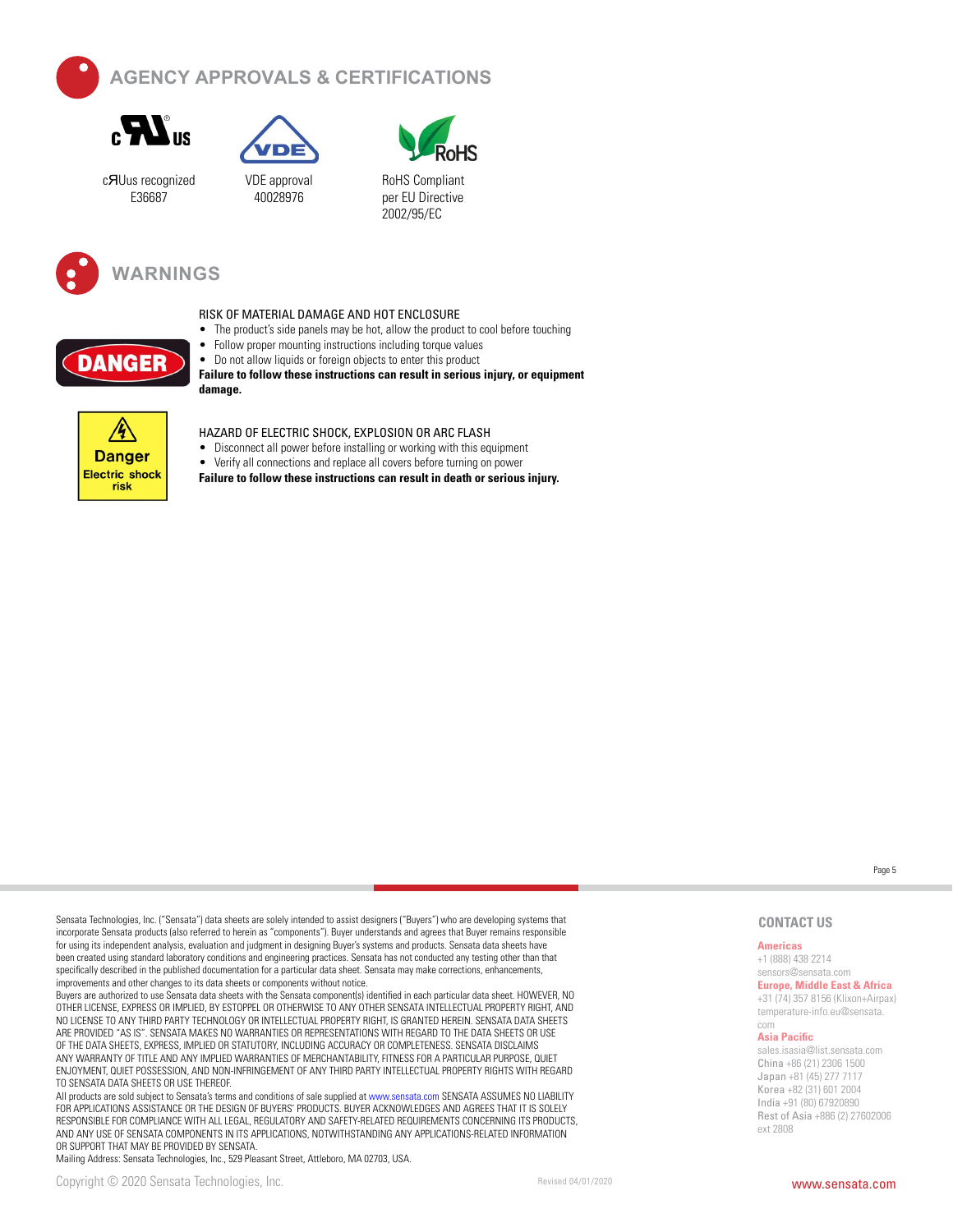## AGENCY APPROVALS & CERTIFICATIONS

cЯUus recognized
E36687

VDE approval
40028976

RoHS Compliant
per EU Directive
2002/95/EC

## WARNINGS

DANGER

RISK OF MATERIAL DAMAGE AND HOT ENCLOSURE

- The product's side panels may be hot, allow the product to cool before touching
- Follow proper mounting instructions including torque values
- Do not allow liquids or foreign objects to enter this product

**Failure to follow these instructions can result in serious injury, or equipment damage.**

Danger
Electric shock risk

HAZARD OF ELECTRIC SHOCK, EXPLOSION OR ARC FLASH

- Disconnect all power before installing or working with this equipment
- Verify all connections and replace all covers before turning on power

**Failure to follow these instructions can result in death or serious injury.**

Sensata Technologies, Inc. ("Sensata") data sheets are solely intended to assist designers ("Buyers") who are developing systems that incorporate Sensata products (also referred to herein as "components"). Buyer understands and agrees that Buyer remains responsible for using its independent analysis, evaluation and judgment in designing Buyer's systems and products. Sensata data sheets have been created using standard laboratory conditions and engineering practices. Sensata has not conducted any testing other than that specifically described in the published documentation for a particular data sheet. Sensata may make corrections, enhancements, improvements and other changes to its data sheets or components without notice.

Buyers are authorized to use Sensata data sheets with the Sensata component(s) identified in each particular data sheet. HOWEVER, NO OTHER LICENSE, EXPRESS OR IMPLIED, BY ESTOPPEL OR OTHERWISE TO ANY OTHER SENSATA INTELLECTUAL PROPERTY RIGHT, AND NO LICENSE TO ANY THIRD PARTY TECHNOLOGY OR INTELLECTUAL PROPERTY RIGHT, IS GRANTED HEREIN. SENSATA DATA SHEETS ARE PROVIDED "AS IS". SENSATA MAKES NO WARRANTIES OR REPRESENTATIONS WITH REGARD TO THE DATA SHEETS OR USE OF THE DATA SHEETS, EXPRESS, IMPLIED OR STATUTORY, INCLUDING ACCURACY OR COMPLETENESS. SENSATA DISCLAIMS ANY WARRANTY OF TITLE AND ANY IMPLIED WARRANTIES OF MERCHANTABILITY, FITNESS FOR A PARTICULAR PURPOSE, QUIET ENJOYMENT, QUIET POSSESSION, AND NON-INFRINGEMENT OF ANY THIRD PARTY INTELLECTUAL PROPERTY RIGHTS WITH REGARD TO SENSATA DATA SHEETS OR USE THEREOF.

All products are sold subject to Sensata's terms and conditions of sale supplied at www.sensata.com SENSATA ASSUMES NO LIABILITY FOR APPLICATIONS ASSISTANCE OR THE DESIGN OF BUYERS' PRODUCTS. BUYER ACKNOWLEDGES AND AGREES THAT IT IS SOLELY RESPONSIBLE FOR COMPLIANCE WITH ALL LEGAL, REGULATORY AND SAFETY-RELATED REQUIREMENTS CONCERNING ITS PRODUCTS, AND ANY USE OF SENSATA COMPONENTS IN ITS APPLICATIONS, NOTWITHSTANDING ANY APPLICATIONS-RELATED INFORMATION OR SUPPORT THAT MAY BE PROVIDED BY SENSATA.

Mailing Address: Sensata Technologies, Inc., 529 Pleasant Street, Attleboro, MA 02703, USA.

Copyright © 2020 Sensata Technologies, Inc.

Revised 04/01/2020

### CONTACT US

**Americas**
+1 (888) 438 2214
sensors@sensata.com

**Europe, Middle East & Africa**
+31 (74) 357 8156 (Klixon+Airpax)
temperature-info.eu@sensata.com

**Asia Pacific**
sales.isasia@list.sensata.com
China +86 (21) 2306 1500
Japan +81 (45) 277 7117
Korea +82 (31) 601 2004
India +91 (80) 67920890
Rest of Asia +886 (2) 27602006 ext 2808

www.sensata.com